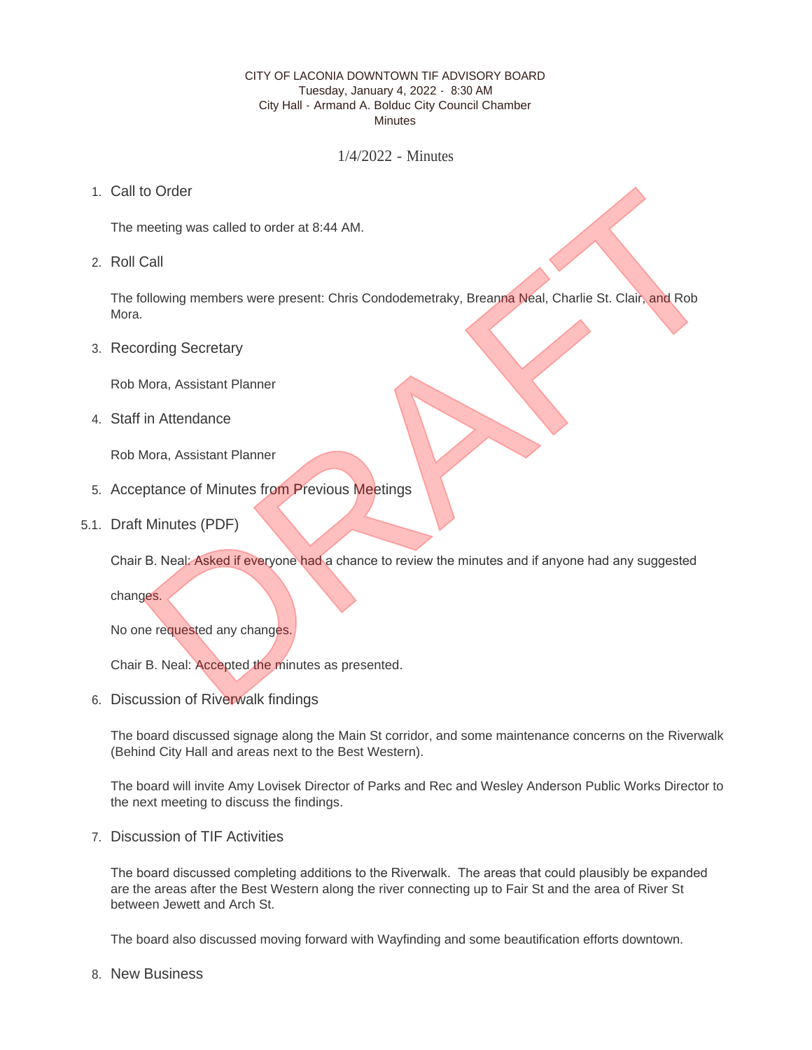CITY OF LACONIA DOWNTOWN TIF ADVISORY BOARD
Tuesday, January 4, 2022 - 8:30 AM
City Hall - Armand A. Bolduc City Council Chamber
Minutes

# 1/4/2022 - Minutes

## 1. Call to Order

The meeting was called to order at 8:44 AM.

## 2. Roll Call

The following members were present: Chris Condodemetraky, Breanna Neal, Charlie St. Clair, and Rob Mora.

## 3. Recording Secretary

Rob Mora, Assistant Planner

## 4. Staff in Attendance

Rob Mora, Assistant Planner

## 5. Acceptance of Minutes from Previous Meetings

### 5.1. Draft Minutes (PDF)

Chair B. Neal: Asked if everyone had a chance to review the minutes and if anyone had any suggested changes.

No one requested any changes.

Chair B. Neal: Accepted the minutes as presented.

## 6. Discussion of Riverwalk findings

The board discussed signage along the Main St corridor, and some maintenance concerns on the Riverwalk (Behind City Hall and areas next to the Best Western).

The board will invite Amy Lovisek Director of Parks and Rec and Wesley Anderson Public Works Director to the next meeting to discuss the findings.

## 7. Discussion of TIF Activities

The board discussed completing additions to the Riverwalk. The areas that could plausibly be expanded are the areas after the Best Western along the river connecting up to Fair St and the area of River St between Jewett and Arch St.

The board also discussed moving forward with Wayfinding and some beautification efforts downtown.

## 8. New Business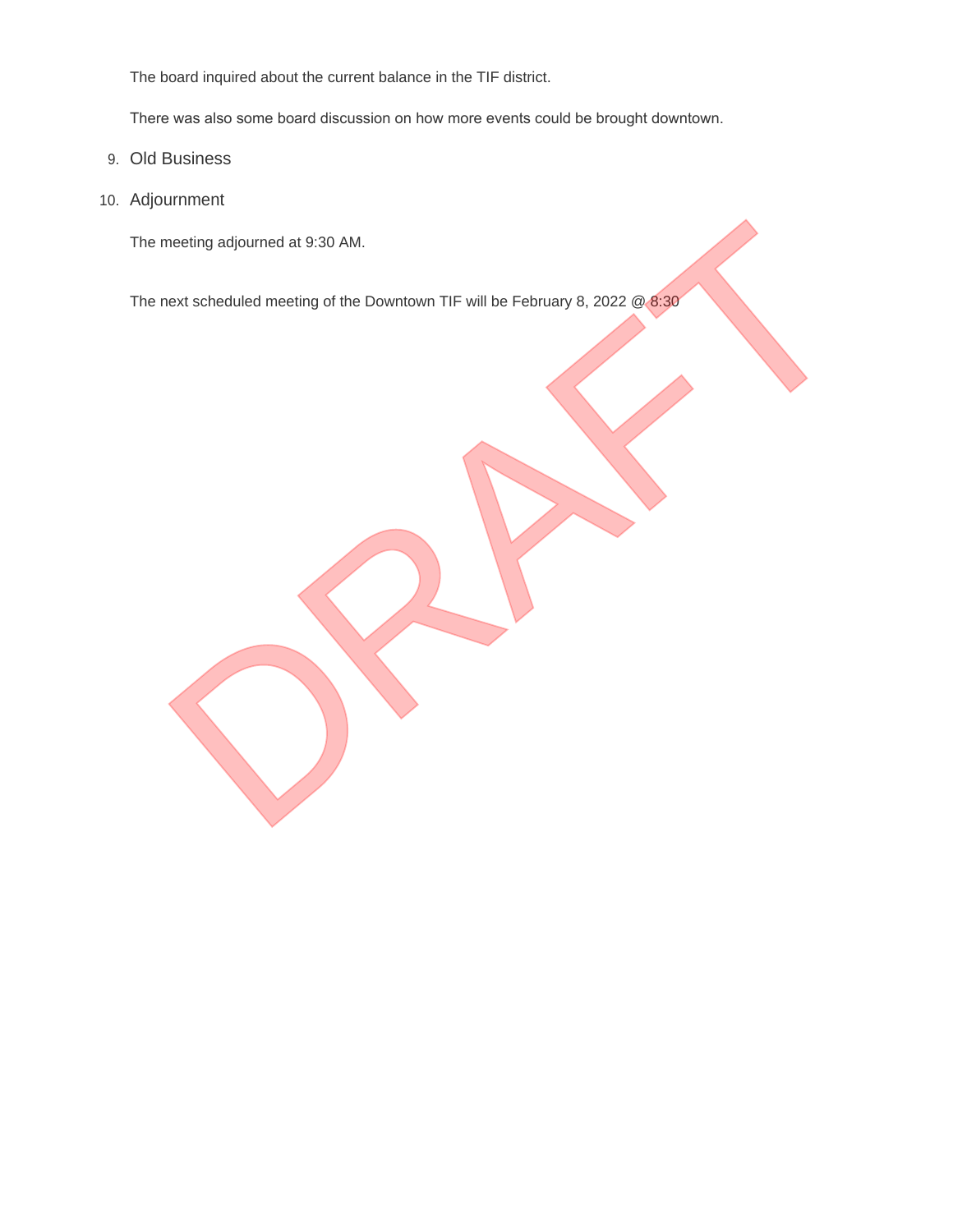The board inquired about the current balance in the TIF district.

There was also some board discussion on how more events could be brought downtown.

9. Old Business

10. Adjournment

    The meeting adjourned at 9:30 AM.

    The next scheduled meeting of the Downtown TIF will be February 8, 2022 @ 8:30

DRAFT